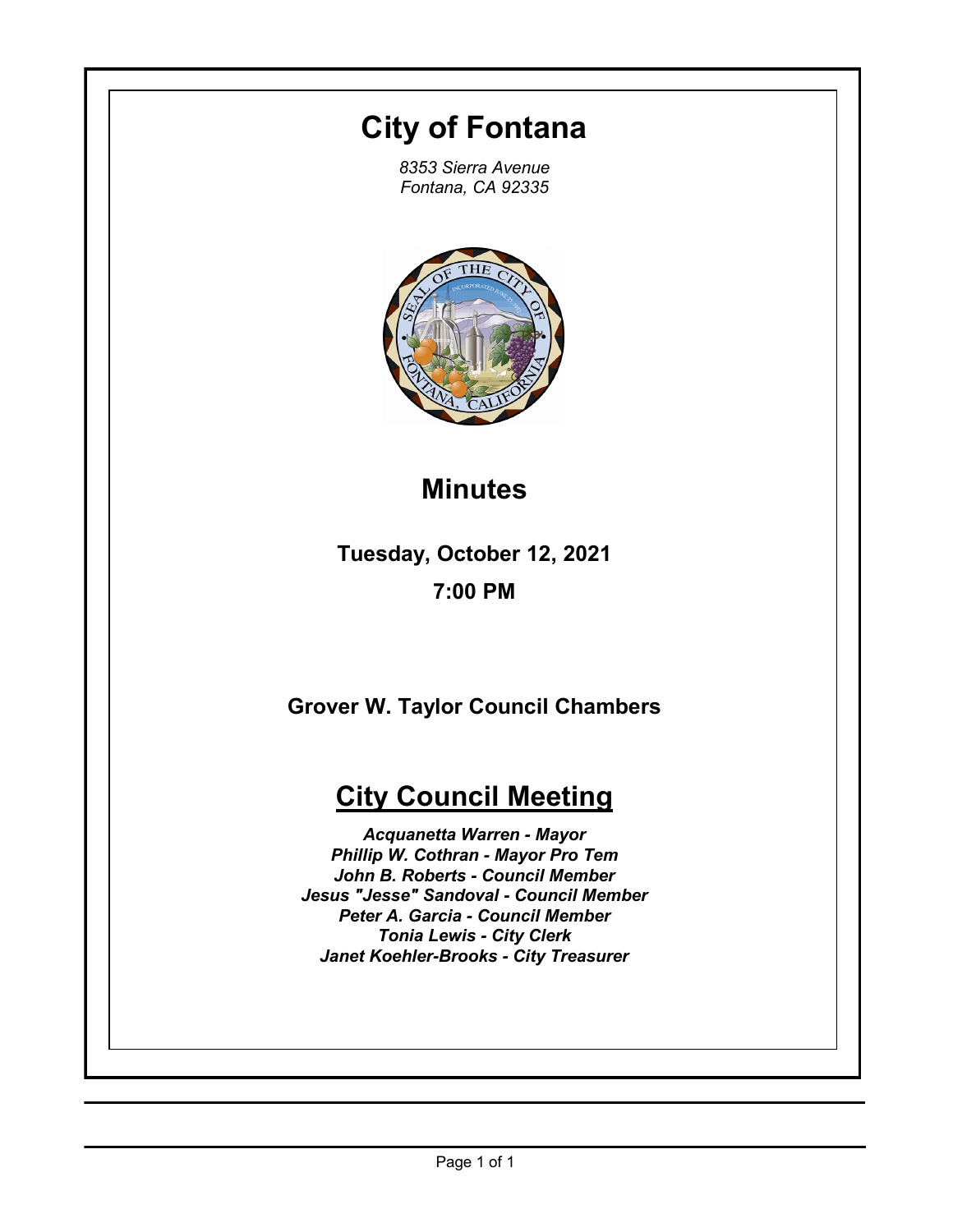# City of Fontana

*8353 Sierra Avenue*
*Fontana, CA 92335*

## Minutes

**Tuesday, October 12, 2021**

**7:00 PM**

**Grover W. Taylor Council Chambers**

## City Council Meeting

***Acquanetta Warren - Mayor***
***Phillip W. Cothran - Mayor Pro Tem***
***John B. Roberts - Council Member***
***Jesus "Jesse" Sandoval - Council Member***
***Peter A. Garcia - Council Member***
***Tonia Lewis - City Clerk***
***Janet Koehler-Brooks - City Treasurer***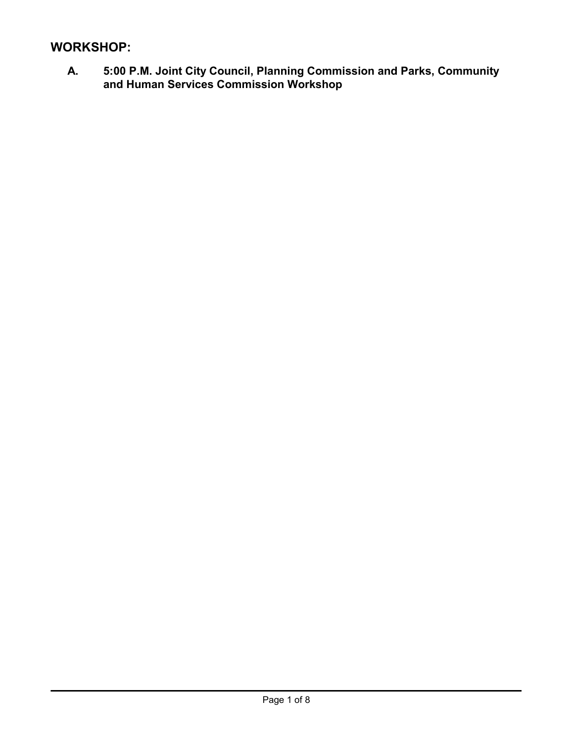## WORKSHOP:

**A. 5:00 P.M. Joint City Council, Planning Commission and Parks, Community and Human Services Commission Workshop**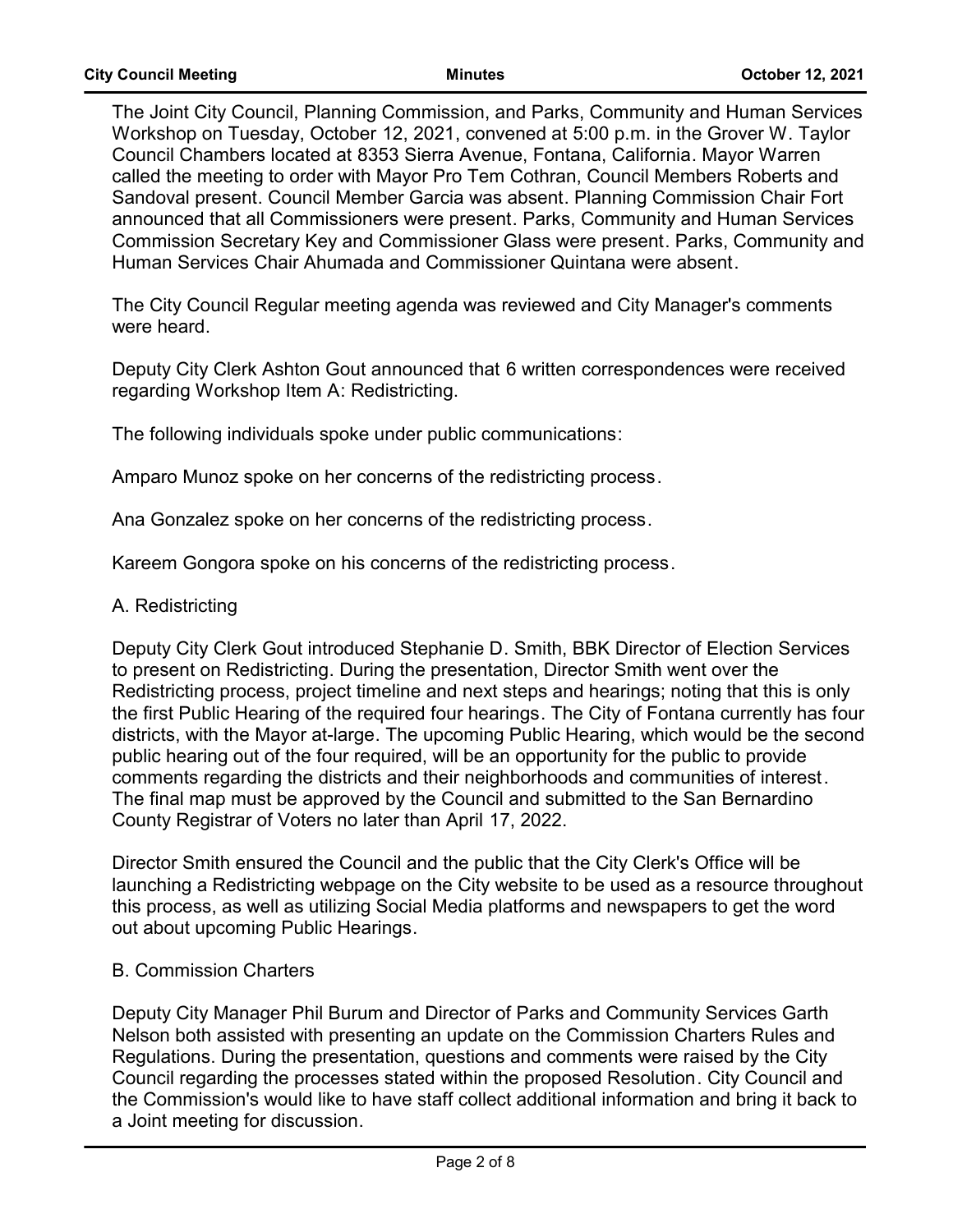The Joint City Council, Planning Commission, and Parks, Community and Human Services Workshop on Tuesday, October 12, 2021, convened at 5:00 p.m. in the Grover W. Taylor Council Chambers located at 8353 Sierra Avenue, Fontana, California. Mayor Warren called the meeting to order with Mayor Pro Tem Cothran, Council Members Roberts and Sandoval present. Council Member Garcia was absent. Planning Commission Chair Fort announced that all Commissioners were present. Parks, Community and Human Services Commission Secretary Key and Commissioner Glass were present. Parks, Community and Human Services Chair Ahumada and Commissioner Quintana were absent.

The City Council Regular meeting agenda was reviewed and City Manager's comments were heard.

Deputy City Clerk Ashton Gout announced that 6 written correspondences were received regarding Workshop Item A: Redistricting.

The following individuals spoke under public communications:

Amparo Munoz spoke on her concerns of the redistricting process.

Ana Gonzalez spoke on her concerns of the redistricting process.

Kareem Gongora spoke on his concerns of the redistricting process.

A. Redistricting

Deputy City Clerk Gout introduced Stephanie D. Smith, BBK Director of Election Services to present on Redistricting. During the presentation, Director Smith went over the Redistricting process, project timeline and next steps and hearings; noting that this is only the first Public Hearing of the required four hearings. The City of Fontana currently has four districts, with the Mayor at-large. The upcoming Public Hearing, which would be the second public hearing out of the four required, will be an opportunity for the public to provide comments regarding the districts and their neighborhoods and communities of interest. The final map must be approved by the Council and submitted to the San Bernardino County Registrar of Voters no later than April 17, 2022.

Director Smith ensured the Council and the public that the City Clerk's Office will be launching a Redistricting webpage on the City website to be used as a resource throughout this process, as well as utilizing Social Media platforms and newspapers to get the word out about upcoming Public Hearings.

B. Commission Charters

Deputy City Manager Phil Burum and Director of Parks and Community Services Garth Nelson both assisted with presenting an update on the Commission Charters Rules and Regulations. During the presentation, questions and comments were raised by the City Council regarding the processes stated within the proposed Resolution. City Council and the Commission's would like to have staff collect additional information and bring it back to a Joint meeting for discussion.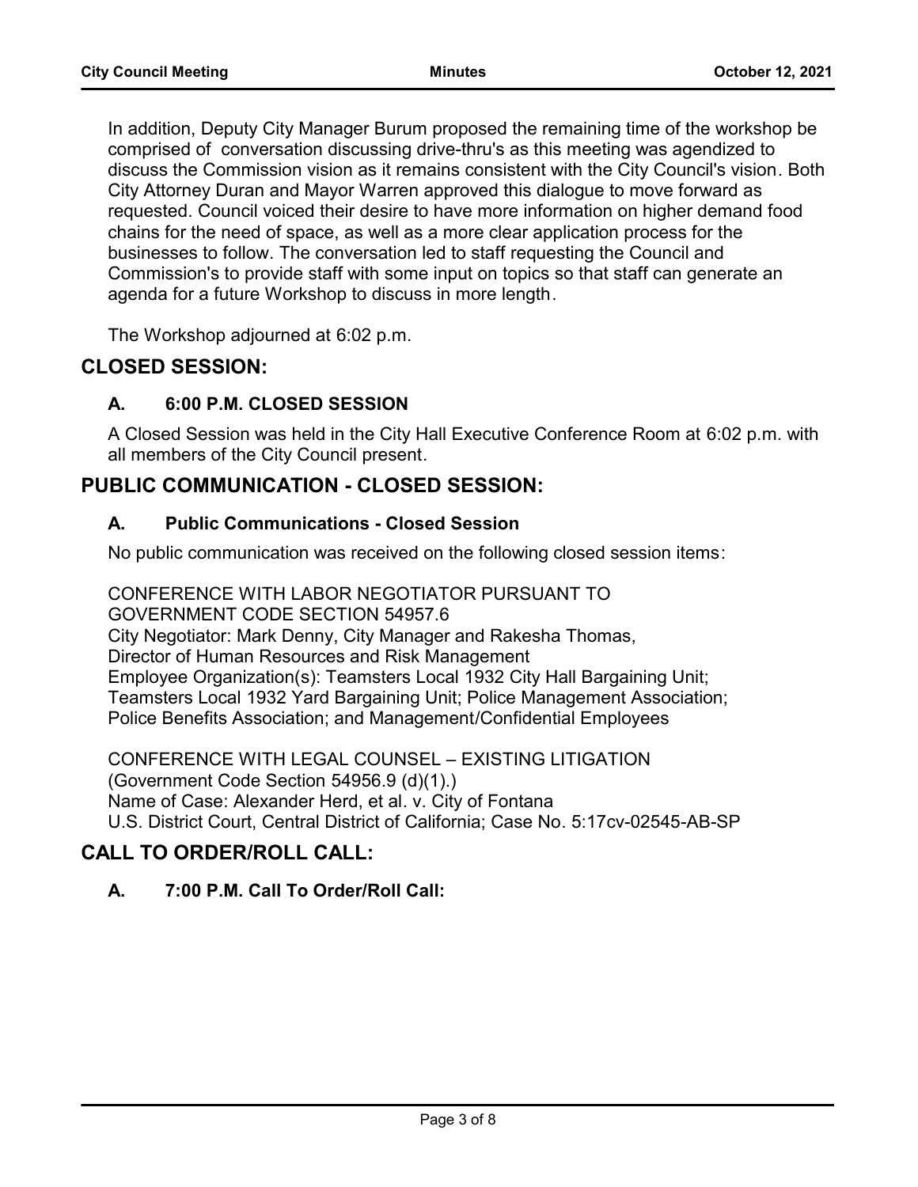In addition, Deputy City Manager Burum proposed the remaining time of the workshop be comprised of conversation discussing drive-thru's as this meeting was agendized to discuss the Commission vision as it remains consistent with the City Council's vision. Both City Attorney Duran and Mayor Warren approved this dialogue to move forward as requested. Council voiced their desire to have more information on higher demand food chains for the need of space, as well as a more clear application process for the businesses to follow. The conversation led to staff requesting the Council and Commission's to provide staff with some input on topics so that staff can generate an agenda for a future Workshop to discuss in more length.

The Workshop adjourned at 6:02 p.m.

## CLOSED SESSION:

### A. 6:00 P.M. CLOSED SESSION

A Closed Session was held in the City Hall Executive Conference Room at 6:02 p.m. with all members of the City Council present.

## PUBLIC COMMUNICATION - CLOSED SESSION:

### A. Public Communications - Closed Session

No public communication was received on the following closed session items:

CONFERENCE WITH LABOR NEGOTIATOR PURSUANT TO
GOVERNMENT CODE SECTION 54957.6
City Negotiator: Mark Denny, City Manager and Rakesha Thomas,
Director of Human Resources and Risk Management
Employee Organization(s): Teamsters Local 1932 City Hall Bargaining Unit;
Teamsters Local 1932 Yard Bargaining Unit; Police Management Association;
Police Benefits Association; and Management/Confidential Employees

CONFERENCE WITH LEGAL COUNSEL – EXISTING LITIGATION
(Government Code Section 54956.9 (d)(1).)
Name of Case: Alexander Herd, et al. v. City of Fontana
U.S. District Court, Central District of California; Case No. 5:17cv-02545-AB-SP

## CALL TO ORDER/ROLL CALL:

### A. 7:00 P.M. Call To Order/Roll Call: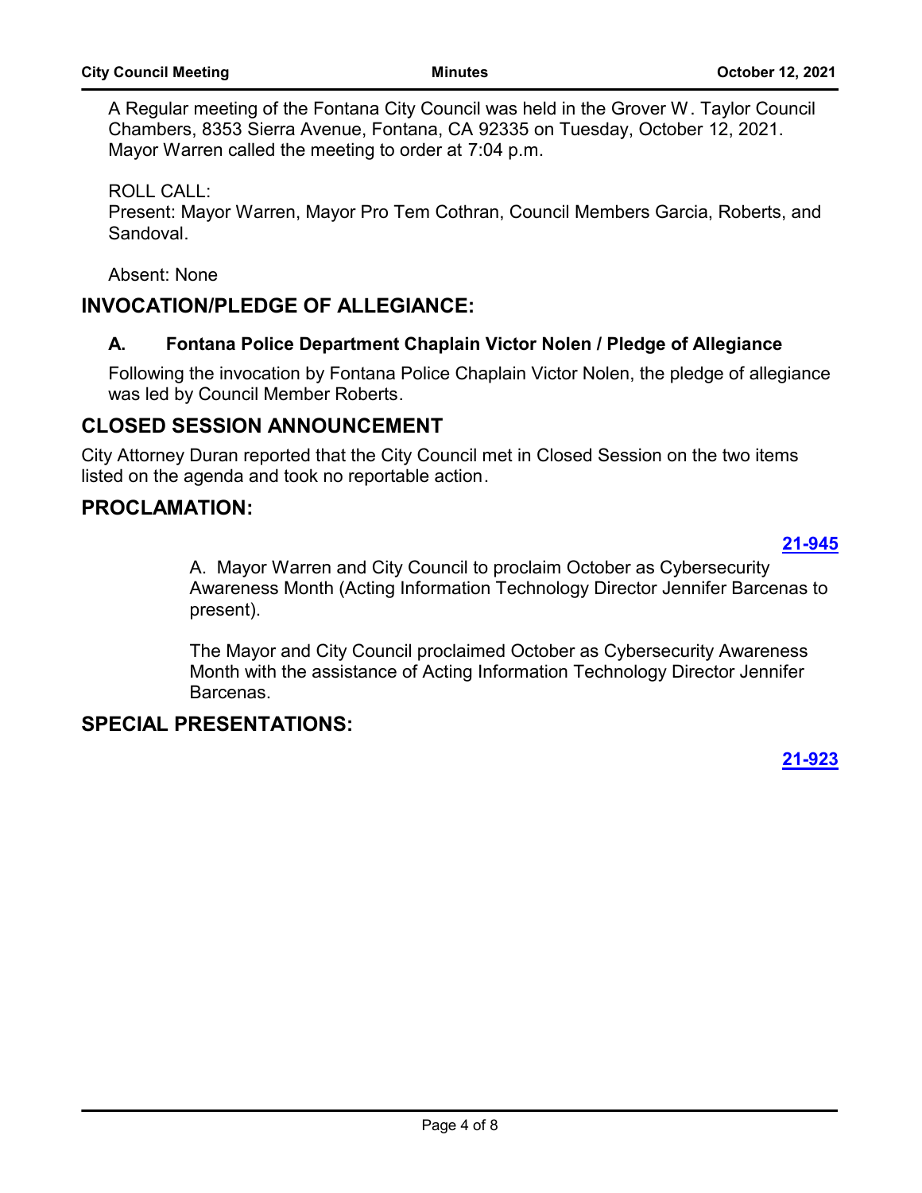A Regular meeting of the Fontana City Council was held in the Grover W. Taylor Council Chambers, 8353 Sierra Avenue, Fontana, CA 92335 on Tuesday, October 12, 2021. Mayor Warren called the meeting to order at 7:04 p.m.

ROLL CALL:
Present: Mayor Warren, Mayor Pro Tem Cothran, Council Members Garcia, Roberts, and Sandoval.

Absent: None

## INVOCATION/PLEDGE OF ALLEGIANCE:

### A. Fontana Police Department Chaplain Victor Nolen / Pledge of Allegiance

Following the invocation by Fontana Police Chaplain Victor Nolen, the pledge of allegiance was led by Council Member Roberts.

## CLOSED SESSION ANNOUNCEMENT

City Attorney Duran reported that the City Council met in Closed Session on the two items listed on the agenda and took no reportable action.

## PROCLAMATION:

**21-945**

A. Mayor Warren and City Council to proclaim October as Cybersecurity Awareness Month (Acting Information Technology Director Jennifer Barcenas to present).

The Mayor and City Council proclaimed October as Cybersecurity Awareness Month with the assistance of Acting Information Technology Director Jennifer Barcenas.

## SPECIAL PRESENTATIONS:

**21-923**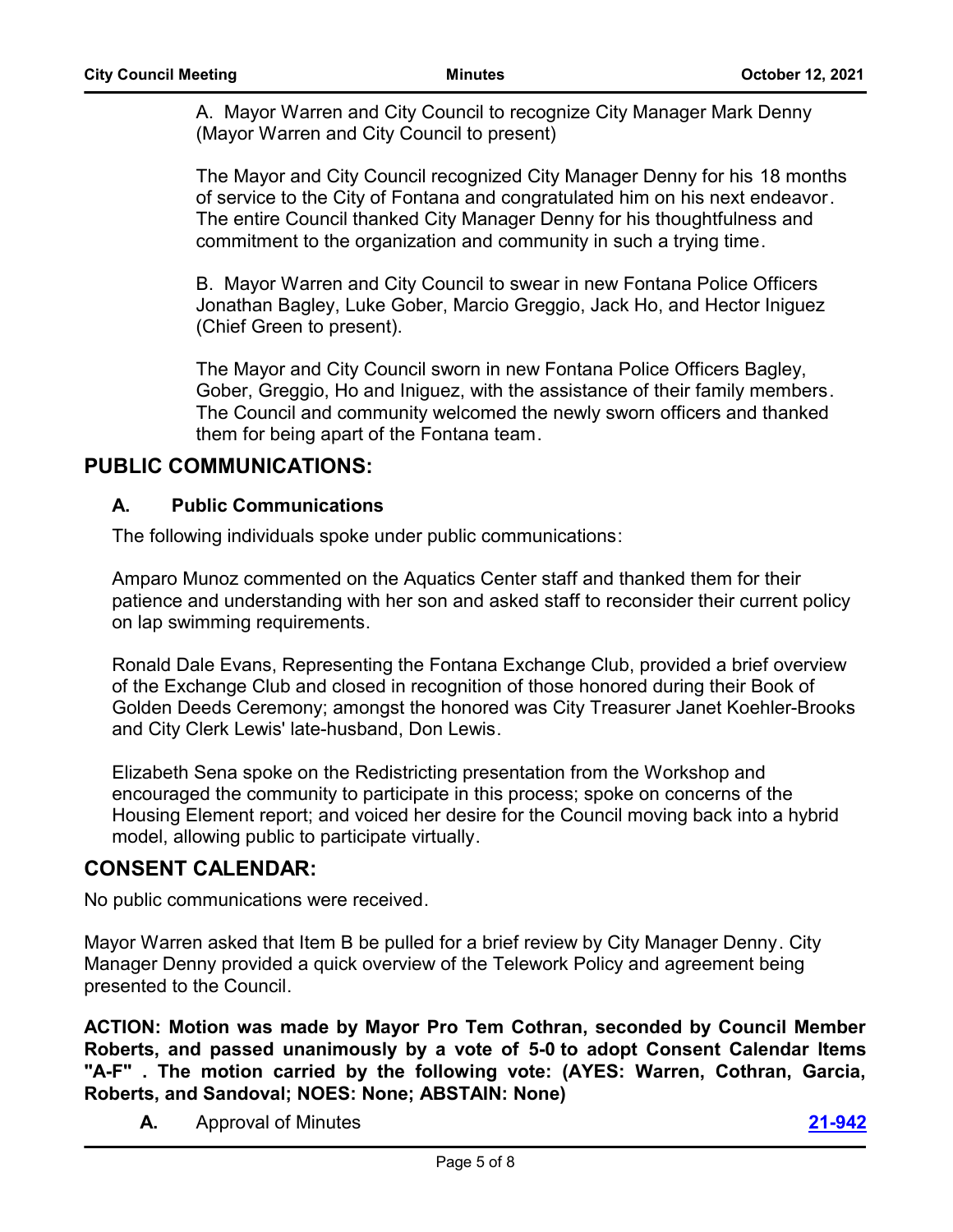A. Mayor Warren and City Council to recognize City Manager Mark Denny (Mayor Warren and City Council to present)

The Mayor and City Council recognized City Manager Denny for his 18 months of service to the City of Fontana and congratulated him on his next endeavor. The entire Council thanked City Manager Denny for his thoughtfulness and commitment to the organization and community in such a trying time.

B. Mayor Warren and City Council to swear in new Fontana Police Officers Jonathan Bagley, Luke Gober, Marcio Greggio, Jack Ho, and Hector Iniguez (Chief Green to present).

The Mayor and City Council sworn in new Fontana Police Officers Bagley, Gober, Greggio, Ho and Iniguez, with the assistance of their family members. The Council and community welcomed the newly sworn officers and thanked them for being apart of the Fontana team.

## PUBLIC COMMUNICATIONS:

### A. Public Communications

The following individuals spoke under public communications:

Amparo Munoz commented on the Aquatics Center staff and thanked them for their patience and understanding with her son and asked staff to reconsider their current policy on lap swimming requirements.

Ronald Dale Evans, Representing the Fontana Exchange Club, provided a brief overview of the Exchange Club and closed in recognition of those honored during their Book of Golden Deeds Ceremony; amongst the honored was City Treasurer Janet Koehler-Brooks and City Clerk Lewis' late-husband, Don Lewis.

Elizabeth Sena spoke on the Redistricting presentation from the Workshop and encouraged the community to participate in this process; spoke on concerns of the Housing Element report; and voiced her desire for the Council moving back into a hybrid model, allowing public to participate virtually.

## CONSENT CALENDAR:

No public communications were received.

Mayor Warren asked that Item B be pulled for a brief review by City Manager Denny. City Manager Denny provided a quick overview of the Telework Policy and agreement being presented to the Council.

**ACTION: Motion was made by Mayor Pro Tem Cothran, seconded by Council Member Roberts, and passed unanimously by a vote of 5-0 to adopt Consent Calendar Items "A-F" . The motion carried by the following vote: (AYES: Warren, Cothran, Garcia, Roberts, and Sandoval; NOES: None; ABSTAIN: None)**

**A.** Approval of Minutes **21-942**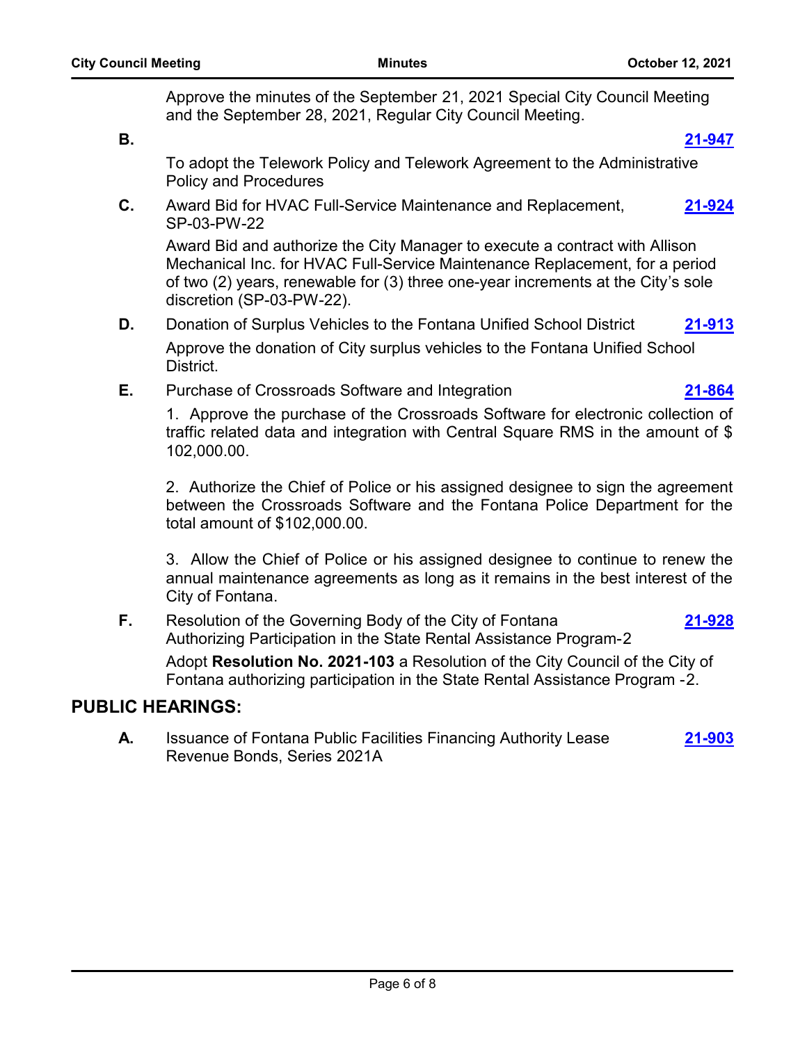Approve the minutes of the September 21, 2021 Special City Council Meeting and the September 28, 2021, Regular City Council Meeting.

**B.** **21-947**

To adopt the Telework Policy and Telework Agreement to the Administrative Policy and Procedures

**C.** Award Bid for HVAC Full-Service Maintenance and Replacement, SP-03-PW-22 **21-924**

Award Bid and authorize the City Manager to execute a contract with Allison Mechanical Inc. for HVAC Full-Service Maintenance Replacement, for a period of two (2) years, renewable for (3) three one-year increments at the City's sole discretion (SP-03-PW-22).

**D.** Donation of Surplus Vehicles to the Fontana Unified School District **21-913**

Approve the donation of City surplus vehicles to the Fontana Unified School District.

**E.** Purchase of Crossroads Software and Integration **21-864**

1. Approve the purchase of the Crossroads Software for electronic collection of traffic related data and integration with Central Square RMS in the amount of $ 102,000.00.

2. Authorize the Chief of Police or his assigned designee to sign the agreement between the Crossroads Software and the Fontana Police Department for the total amount of $102,000.00.

3. Allow the Chief of Police or his assigned designee to continue to renew the annual maintenance agreements as long as it remains in the best interest of the City of Fontana.

**F.** Resolution of the Governing Body of the City of Fontana Authorizing Participation in the State Rental Assistance Program-2 **21-928**

Adopt **Resolution No. 2021-103** a Resolution of the City Council of the City of Fontana authorizing participation in the State Rental Assistance Program -2.

## PUBLIC HEARINGS:

**A.** Issuance of Fontana Public Facilities Financing Authority Lease Revenue Bonds, Series 2021A **21-903**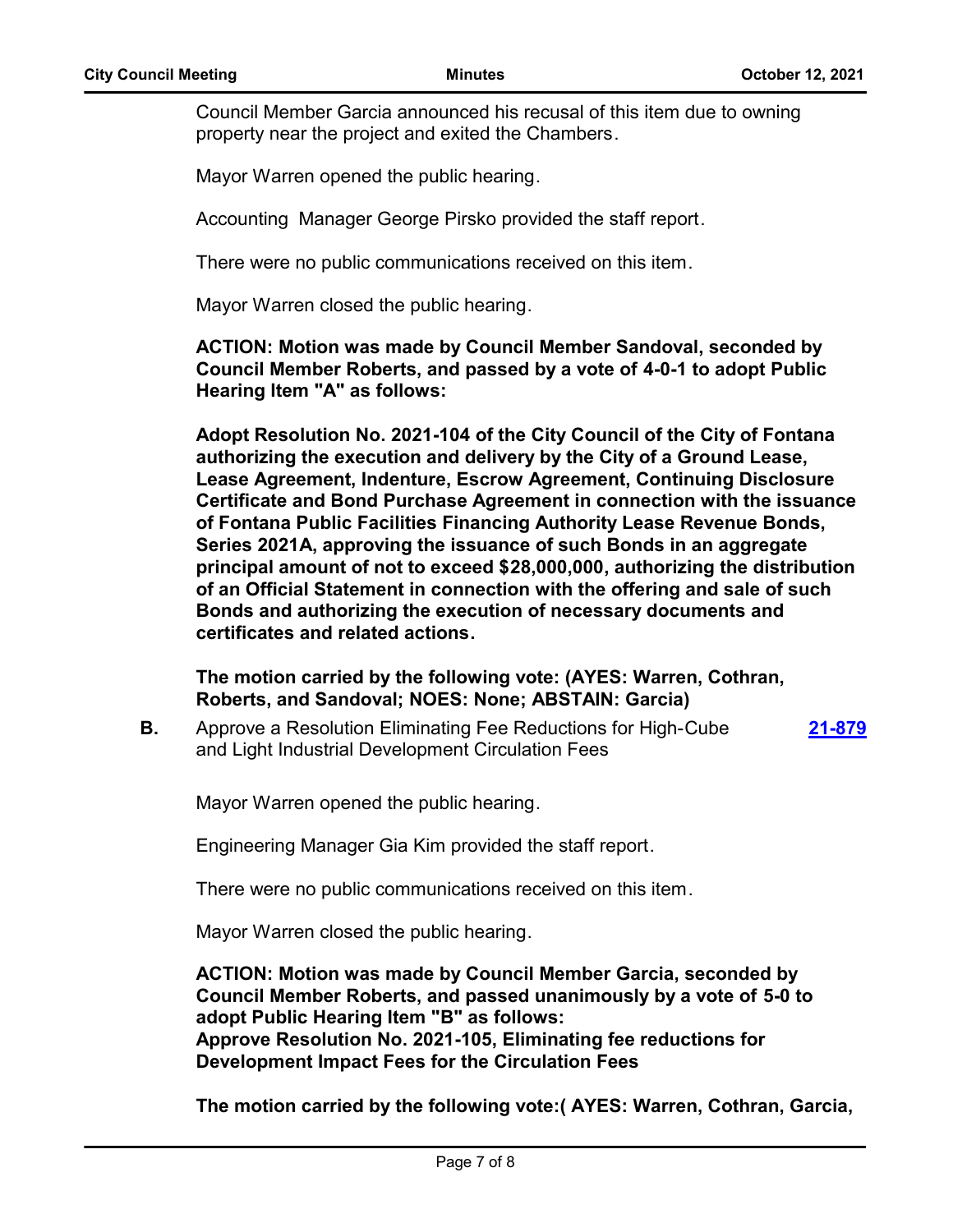Council Member Garcia announced his recusal of this item due to owning property near the project and exited the Chambers.

Mayor Warren opened the public hearing.

Accounting Manager George Pirsko provided the staff report.

There were no public communications received on this item.

Mayor Warren closed the public hearing.

**ACTION: Motion was made by Council Member Sandoval, seconded by Council Member Roberts, and passed by a vote of 4-0-1 to adopt Public Hearing Item "A" as follows:**

**Adopt Resolution No. 2021-104 of the City Council of the City of Fontana authorizing the execution and delivery by the City of a Ground Lease, Lease Agreement, Indenture, Escrow Agreement, Continuing Disclosure Certificate and Bond Purchase Agreement in connection with the issuance of Fontana Public Facilities Financing Authority Lease Revenue Bonds, Series 2021A, approving the issuance of such Bonds in an aggregate principal amount of not to exceed $28,000,000, authorizing the distribution of an Official Statement in connection with the offering and sale of such Bonds and authorizing the execution of necessary documents and certificates and related actions.**

**The motion carried by the following vote: (AYES: Warren, Cothran, Roberts, and Sandoval; NOES: None; ABSTAIN: Garcia)**

**B.** Approve a Resolution Eliminating Fee Reductions for High-Cube and Light Industrial Development Circulation Fees **21-879**

Mayor Warren opened the public hearing.

Engineering Manager Gia Kim provided the staff report.

There were no public communications received on this item.

Mayor Warren closed the public hearing.

**ACTION: Motion was made by Council Member Garcia, seconded by Council Member Roberts, and passed unanimously by a vote of 5-0 to adopt Public Hearing Item "B" as follows:**
**Approve Resolution No. 2021-105, Eliminating fee reductions for Development Impact Fees for the Circulation Fees**

**The motion carried by the following vote:( AYES: Warren, Cothran, Garcia,**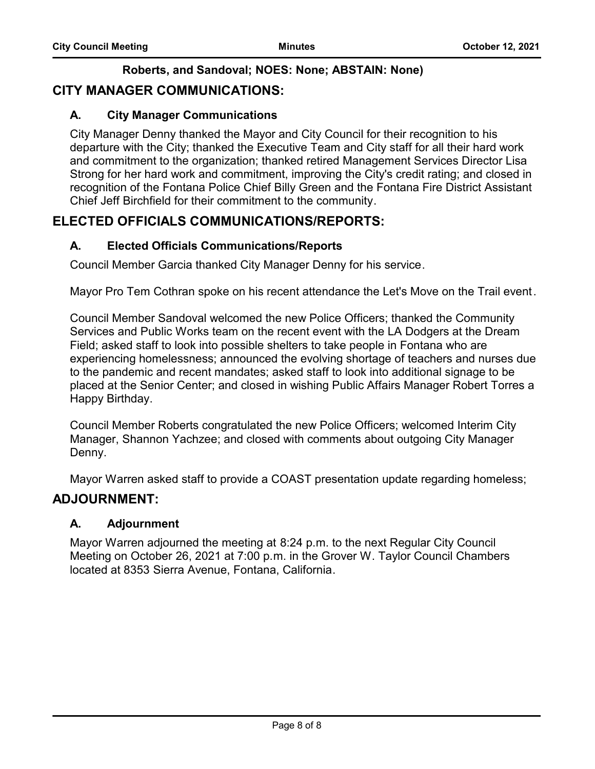**Roberts, and Sandoval; NOES: None; ABSTAIN: None)**

## CITY MANAGER COMMUNICATIONS:

### A. City Manager Communications

City Manager Denny thanked the Mayor and City Council for their recognition to his departure with the City; thanked the Executive Team and City staff for all their hard work and commitment to the organization; thanked retired Management Services Director Lisa Strong for her hard work and commitment, improving the City's credit rating; and closed in recognition of the Fontana Police Chief Billy Green and the Fontana Fire District Assistant Chief Jeff Birchfield for their commitment to the community.

## ELECTED OFFICIALS COMMUNICATIONS/REPORTS:

### A. Elected Officials Communications/Reports

Council Member Garcia thanked City Manager Denny for his service.

Mayor Pro Tem Cothran spoke on his recent attendance the Let's Move on the Trail event.

Council Member Sandoval welcomed the new Police Officers; thanked the Community Services and Public Works team on the recent event with the LA Dodgers at the Dream Field; asked staff to look into possible shelters to take people in Fontana who are experiencing homelessness; announced the evolving shortage of teachers and nurses due to the pandemic and recent mandates; asked staff to look into additional signage to be placed at the Senior Center; and closed in wishing Public Affairs Manager Robert Torres a Happy Birthday.

Council Member Roberts congratulated the new Police Officers; welcomed Interim City Manager, Shannon Yachzee; and closed with comments about outgoing City Manager Denny.

Mayor Warren asked staff to provide a COAST presentation update regarding homeless;

## ADJOURNMENT:

### A. Adjournment

Mayor Warren adjourned the meeting at 8:24 p.m. to the next Regular City Council Meeting on October 26, 2021 at 7:00 p.m. in the Grover W. Taylor Council Chambers located at 8353 Sierra Avenue, Fontana, California.